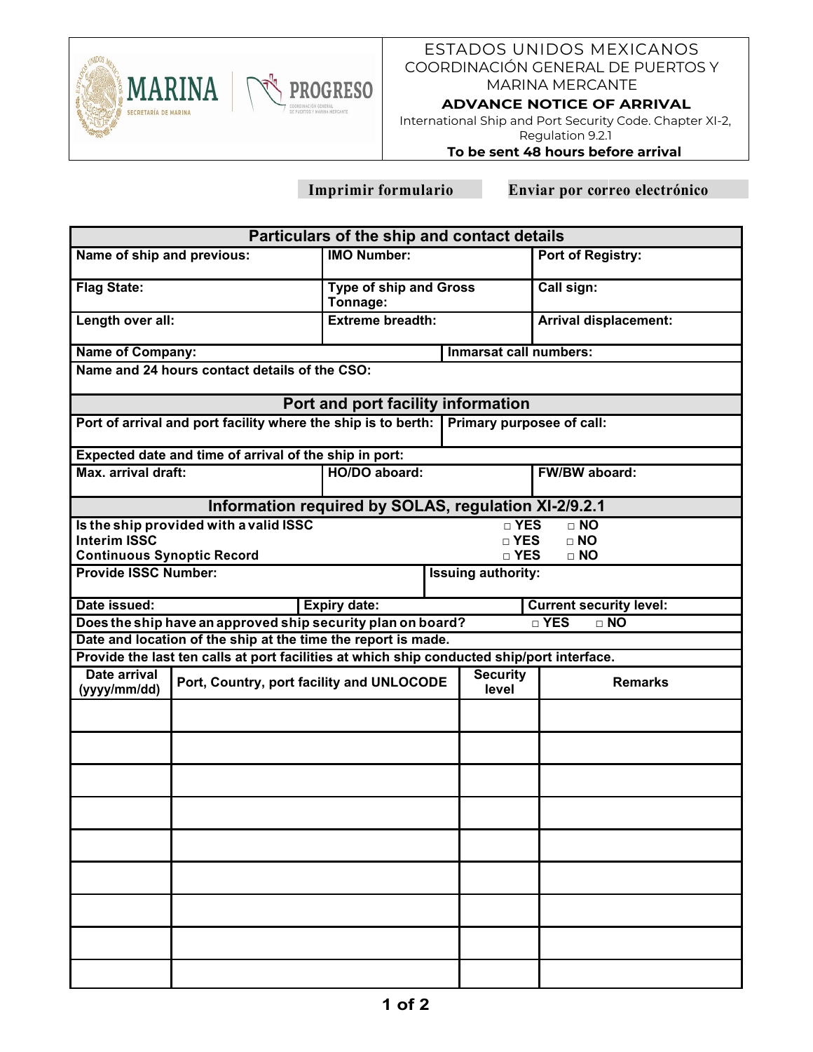ESTADOS UNIDOS MEXICANOS
COORDINACIÓN GENERAL DE PUERTOS Y MARINA MERCANTE

**ADVANCE NOTICE OF ARRIVAL**

International Ship and Port Security Code. Chapter XI-2, Regulation 9.2.1

**To be sent 48 hours before arrival**

**Imprimir formulario** | **Enviar por correo electrónico**

## Particulars of the ship and contact details

| **Name of ship and previous:** | **IMO Number:** | **Port of Registry:** |
|---|---|---|
| **Flag State:** | **Type of ship and Gross Tonnage:** | **Call sign:** |
| **Length over all:** | **Extreme breadth:** | **Arrival displacement:** |

| **Name of Company:** | **Inmarsat call numbers:** |
|---|---|

**Name and 24 hours contact details of the CSO:**

## Port and port facility information

| **Port of arrival and port facility where the ship is to berth:** | **Primary purposee of call:** |
|---|---|

**Expected date and time of arrival of the ship in port:**

| **Max. arrival draft:** | **HO/DO aboard:** | **FW/BW aboard:** |
|---|---|---|

## Information required by SOLAS, regulation XI-2/9.2.1

| | | |
|---|---|---|
| **Is the ship provided with a valid ISSC** | □ YES | □ NO |
| **Interim ISSC** | □ YES | □ NO |
| **Continuous Synoptic Record** | □ YES | □ NO |

| **Provide ISSC Number:** | **Issuing authority:** |
|---|---|

| **Date issued:** | **Expiry date:** | **Current security level:** |
|---|---|---|

**Does the ship have an approved ship security plan on board?** □ YES □ NO

**Date and location of the ship at the time the report is made.**

**Provide the last ten calls at port facilities at which ship conducted ship/port interface.**

| Date arrival (yyyy/mm/dd) | Port, Country, port facility and UNLOCODE | Security level | Remarks |
|---|---|---|---|
| | | | |
| | | | |
| | | | |
| | | | |
| | | | |
| | | | |
| | | | |
| | | | |
| | | | |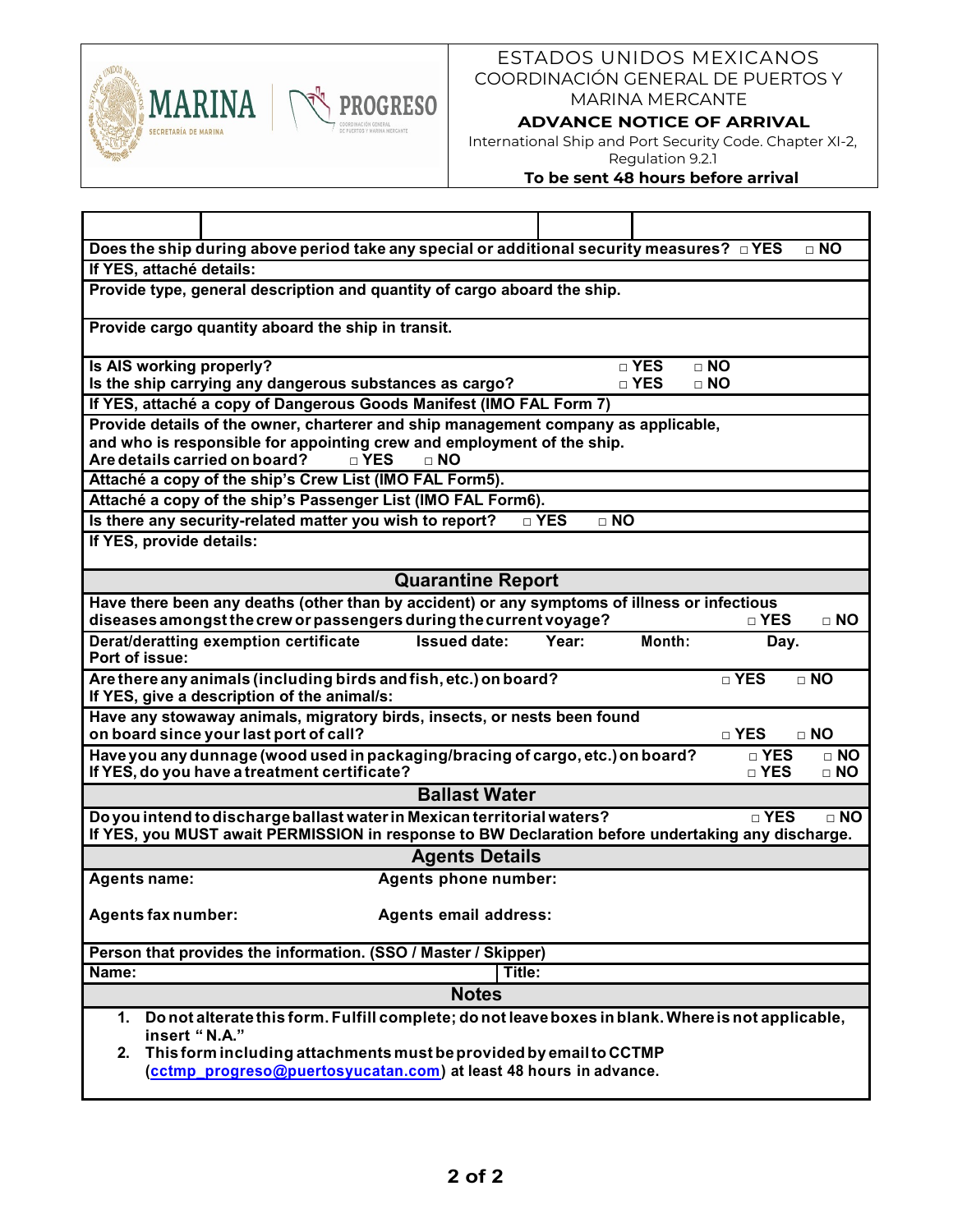ESTADOS UNIDOS MEXICANOS
COORDINACIÓN GENERAL DE PUERTOS Y MARINA MERCANTE

**ADVANCE NOTICE OF ARRIVAL**

International Ship and Port Security Code. Chapter XI-2, Regulation 9.2.1

**To be sent 48 hours before arrival**

| | | | |
|---|---|---|---|
| | | | |

**Does the ship during above period take any special or additional security measures?** □ YES □ NO

**If YES, attaché details:**

**Provide type, general description and quantity of cargo aboard the ship.**

**Provide cargo quantity aboard the ship in transit.**

**Is AIS working properly?** □ YES □ NO
**Is the ship carrying any dangerous substances as cargo?** □ YES □ NO

**If YES, attaché a copy of Dangerous Goods Manifest (IMO FAL Form 7)**

**Provide details of the owner, charterer and ship management company as applicable, and who is responsible for appointing crew and employment of the ship.**
**Are details carried on board?** □ YES □ NO

**Attaché a copy of the ship's Crew List (IMO FAL Form5).**

**Attaché a copy of the ship's Passenger List (IMO FAL Form6).**

**Is there any security-related matter you wish to report?** □ YES □ NO

**If YES, provide details:**

## Quarantine Report

**Have there been any deaths (other than by accident) or any symptoms of illness or infectious diseases amongst the crew or passengers during the current voyage?** □ YES □ NO

**Derat/deratting exemption certificate** **Issued date:** **Year:** **Month:** **Day.**
**Port of issue:**

**Are there any animals (including birds and fish, etc.) on board?** □ YES □ NO
**If YES, give a description of the animal/s:**

**Have any stowaway animals, migratory birds, insects, or nests been found on board since your last port of call?** □ YES □ NO

**Have you any dunnage (wood used in packaging/bracing of cargo, etc.) on board?** □ YES □ NO
**If YES, do you have a treatment certificate?** □ YES □ NO

## Ballast Water

**Do you intend to discharge ballast water in Mexican territorial waters?** □ YES □ NO
**If YES, you MUST await PERMISSION in response to BW Declaration before undertaking any discharge.**

## Agents Details

**Agents name:** **Agents phone number:**

**Agents fax number:** **Agents email address:**

**Person that provides the information. (SSO / Master / Skipper)**

| **Name:** | **Title:** |
|---|---|

## Notes

1. **Do not alterate this form. Fulfill complete; do not leave boxes in blank. Where is not applicable, insert "N.A."**
2. **This form including attachments must be provided by email to CCTMP (cctmp_progreso@puertosyucatan.com) at least 48 hours in advance.**